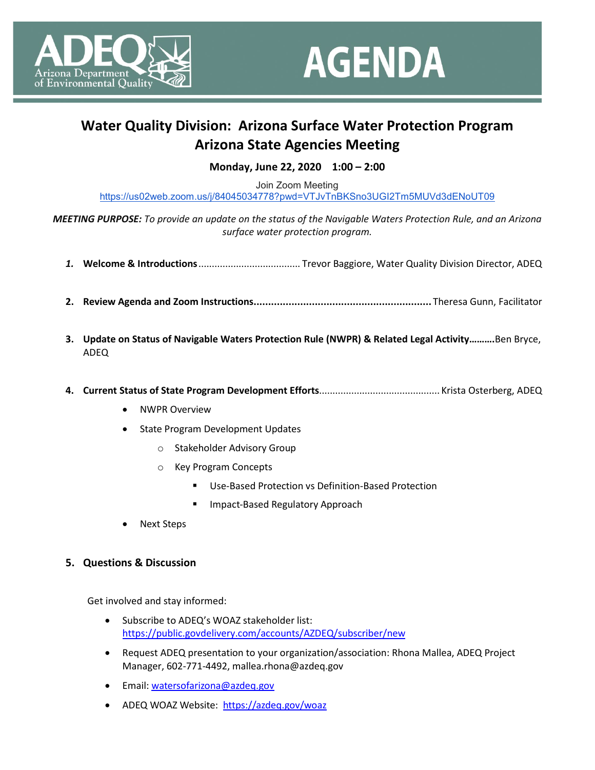# AGENDA

## Water Quality Division: Arizona Surface Water Protection Program
## Arizona State Agencies Meeting

**Monday, June 22, 2020 1:00 – 2:00**

Join Zoom Meeting
https://us02web.zoom.us/j/84045034778?pwd=VTJvTnBKSno3UGI2Tm5MUVd3dENoUT09

***MEETING PURPOSE:*** *To provide an update on the status of the Navigable Waters Protection Rule, and an Arizona surface water protection program.*

1. **Welcome & Introductions**..................................... Trevor Baggiore, Water Quality Division Director, ADEQ

2. **Review Agenda and Zoom Instructions**............................................................ Theresa Gunn, Facilitator

3. **Update on Status of Navigable Waters Protection Rule (NWPR) & Related Legal Activity……….**Ben Bryce, ADEQ

4. **Current Status of State Program Development Efforts**............................................ Krista Osterberg, ADEQ
   - NWPR Overview
   - State Program Development Updates
     - Stakeholder Advisory Group
     - Key Program Concepts
       - Use-Based Protection vs Definition-Based Protection
       - Impact-Based Regulatory Approach
   - Next Steps

5. **Questions & Discussion**

Get involved and stay informed:

- Subscribe to ADEQ's WOAZ stakeholder list: https://public.govdelivery.com/accounts/AZDEQ/subscriber/new
- Request ADEQ presentation to your organization/association: Rhona Mallea, ADEQ Project Manager, 602-771-4492, mallea.rhona@azdeq.gov
- Email: watersofarizona@azdeq.gov
- ADEQ WOAZ Website: https://azdeq.gov/woaz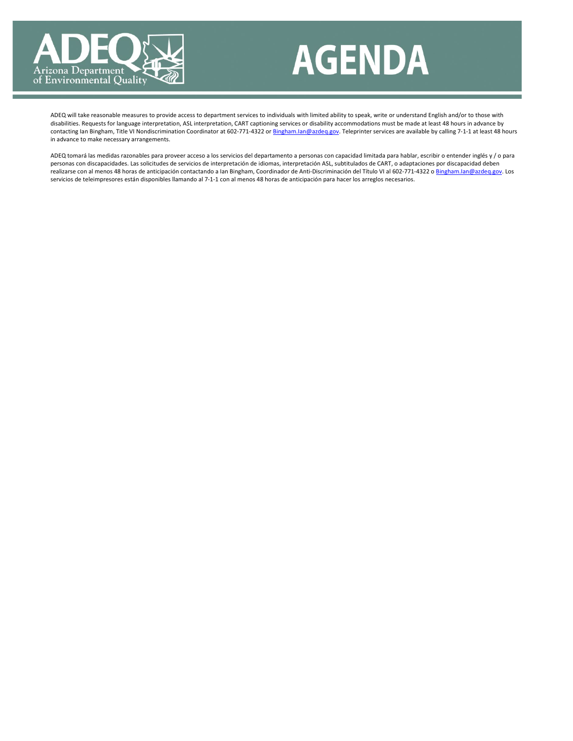# AGENDA

ADEQ will take reasonable measures to provide access to department services to individuals with limited ability to speak, write or understand English and/or to those with disabilities. Requests for language interpretation, ASL interpretation, CART captioning services or disability accommodations must be made at least 48 hours in advance by contacting Ian Bingham, Title VI Nondiscrimination Coordinator at 602-771-4322 or Bingham.Ian@azdeq.gov. Teleprinter services are available by calling 7-1-1 at least 48 hours in advance to make necessary arrangements.

ADEQ tomará las medidas razonables para proveer acceso a los servicios del departamento a personas con capacidad limitada para hablar, escribir o entender inglés y / o para personas con discapacidades. Las solicitudes de servicios de interpretación de idiomas, interpretación ASL, subtitulados de CART, o adaptaciones por discapacidad deben realizarse con al menos 48 horas de anticipación contactando a Ian Bingham, Coordinador de Anti-Discriminación del Título VI al 602-771-4322 o Bingham.Ian@azdeq.gov. Los servicios de teleimpresores están disponibles llamando al 7-1-1 con al menos 48 horas de anticipación para hacer los arreglos necesarios.